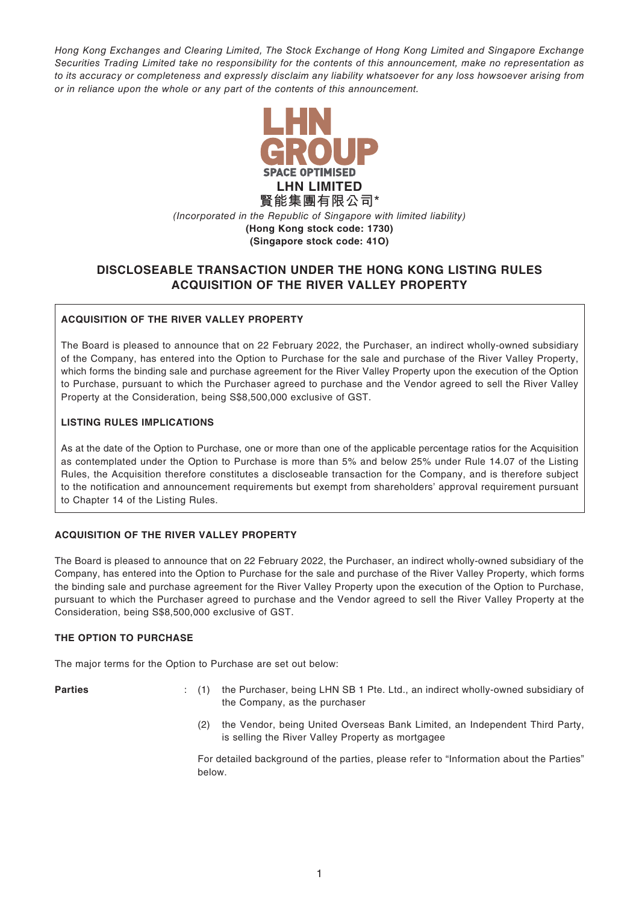*Hong Kong Exchanges and Clearing Limited, The Stock Exchange of Hong Kong Limited and Singapore Exchange Securities Trading Limited take no responsibility for the contents of this announcement, make no representation as to its accuracy or completeness and expressly disclaim any liability whatsoever for any loss howsoever arising from or in reliance upon the whole or any part of the contents of this announcement.*

LHN GROUP
SPACE OPTIMISED

**LHN LIMITED**
**賢能集團有限公司***

*(Incorporated in the Republic of Singapore with limited liability)*
**(Hong Kong stock code: 1730)**
**(Singapore stock code: 41O)**

# DISCLOSEABLE TRANSACTION UNDER THE HONG KONG LISTING RULES ACQUISITION OF THE RIVER VALLEY PROPERTY

**ACQUISITION OF THE RIVER VALLEY PROPERTY**

The Board is pleased to announce that on 22 February 2022, the Purchaser, an indirect wholly-owned subsidiary of the Company, has entered into the Option to Purchase for the sale and purchase of the River Valley Property, which forms the binding sale and purchase agreement for the River Valley Property upon the execution of the Option to Purchase, pursuant to which the Purchaser agreed to purchase and the Vendor agreed to sell the River Valley Property at the Consideration, being S$8,500,000 exclusive of GST.

**LISTING RULES IMPLICATIONS**

As at the date of the Option to Purchase, one or more than one of the applicable percentage ratios for the Acquisition as contemplated under the Option to Purchase is more than 5% and below 25% under Rule 14.07 of the Listing Rules, the Acquisition therefore constitutes a discloseable transaction for the Company, and is therefore subject to the notification and announcement requirements but exempt from shareholders' approval requirement pursuant to Chapter 14 of the Listing Rules.

## ACQUISITION OF THE RIVER VALLEY PROPERTY

The Board is pleased to announce that on 22 February 2022, the Purchaser, an indirect wholly-owned subsidiary of the Company, has entered into the Option to Purchase for the sale and purchase of the River Valley Property, which forms the binding sale and purchase agreement for the River Valley Property upon the execution of the Option to Purchase, pursuant to which the Purchaser agreed to purchase and the Vendor agreed to sell the River Valley Property at the Consideration, being S$8,500,000 exclusive of GST.

## THE OPTION TO PURCHASE

The major terms for the Option to Purchase are set out below:

**Parties** :

(1) the Purchaser, being LHN SB 1 Pte. Ltd., an indirect wholly-owned subsidiary of the Company, as the purchaser

(2) the Vendor, being United Overseas Bank Limited, an Independent Third Party, is selling the River Valley Property as mortgagee

For detailed background of the parties, please refer to "Information about the Parties" below.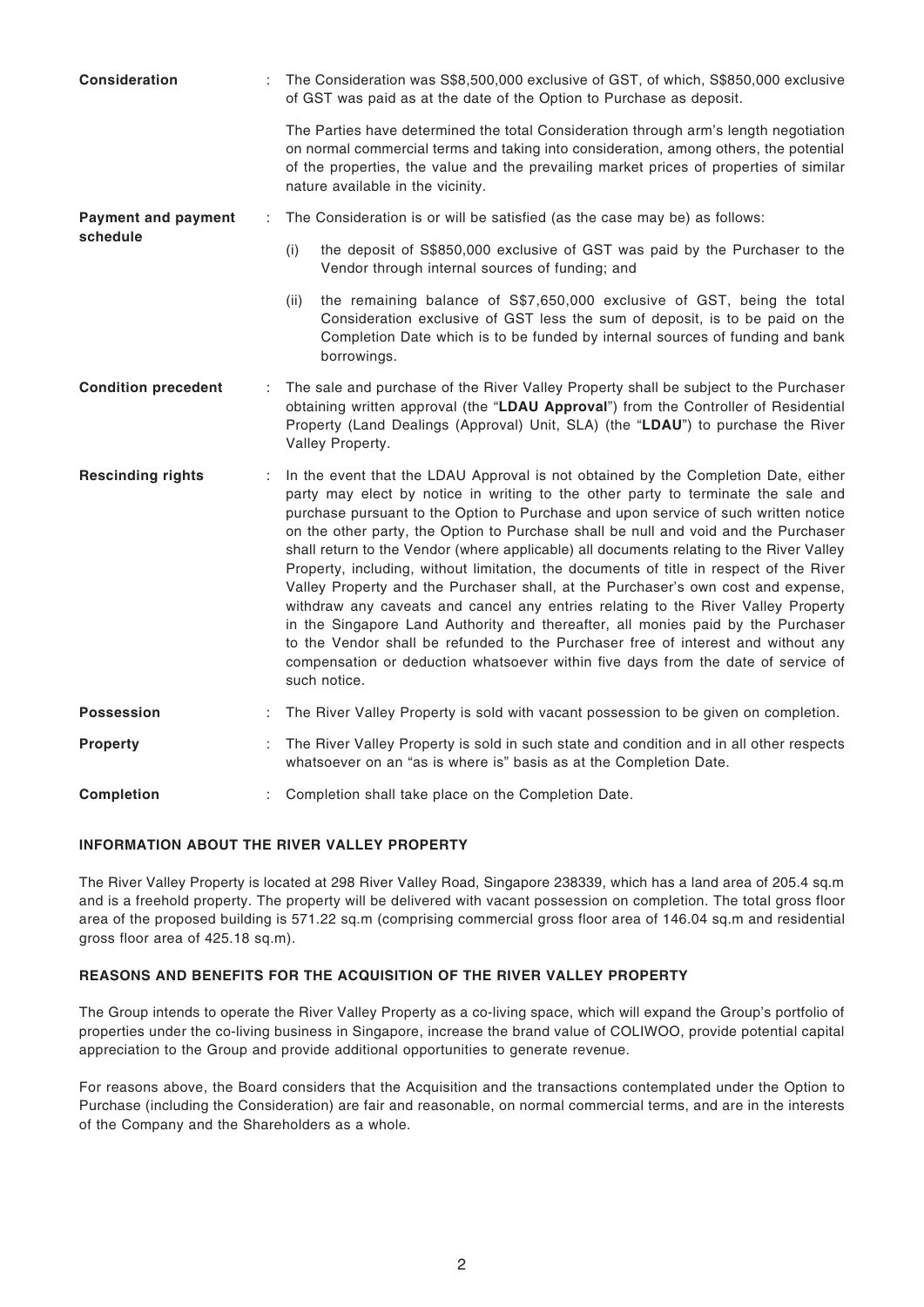| | | |
|---|---|---|
| **Consideration** | : | The Consideration was S$8,500,000 exclusive of GST, of which, S$850,000 exclusive of GST was paid as at the date of the Option to Purchase as deposit.<br><br>The Parties have determined the total Consideration through arm's length negotiation on normal commercial terms and taking into consideration, among others, the potential of the properties, the value and the prevailing market prices of properties of similar nature available in the vicinity. |
| **Payment and payment schedule** | : | The Consideration is or will be satisfied (as the case may be) as follows:<br><br>(i) the deposit of S$850,000 exclusive of GST was paid by the Purchaser to the Vendor through internal sources of funding; and<br><br>(ii) the remaining balance of S$7,650,000 exclusive of GST, being the total Consideration exclusive of GST less the sum of deposit, is to be paid on the Completion Date which is to be funded by internal sources of funding and bank borrowings. |
| **Condition precedent** | : | The sale and purchase of the River Valley Property shall be subject to the Purchaser obtaining written approval (the "**LDAU Approval**") from the Controller of Residential Property (Land Dealings (Approval) Unit, SLA) (the "**LDAU**") to purchase the River Valley Property. |
| **Rescinding rights** | : | In the event that the LDAU Approval is not obtained by the Completion Date, either party may elect by notice in writing to the other party to terminate the sale and purchase pursuant to the Option to Purchase and upon service of such written notice on the other party, the Option to Purchase shall be null and void and the Purchaser shall return to the Vendor (where applicable) all documents relating to the River Valley Property, including, without limitation, the documents of title in respect of the River Valley Property and the Purchaser shall, at the Purchaser's own cost and expense, withdraw any caveats and cancel any entries relating to the River Valley Property in the Singapore Land Authority and thereafter, all monies paid by the Purchaser to the Vendor shall be refunded to the Purchaser free of interest and without any compensation or deduction whatsoever within five days from the date of service of such notice. |
| **Possession** | : | The River Valley Property is sold with vacant possession to be given on completion. |
| **Property** | : | The River Valley Property is sold in such state and condition and in all other respects whatsoever on an "as is where is" basis as at the Completion Date. |
| **Completion** | : | Completion shall take place on the Completion Date. |

## INFORMATION ABOUT THE RIVER VALLEY PROPERTY

The River Valley Property is located at 298 River Valley Road, Singapore 238339, which has a land area of 205.4 sq.m and is a freehold property. The property will be delivered with vacant possession on completion. The total gross floor area of the proposed building is 571.22 sq.m (comprising commercial gross floor area of 146.04 sq.m and residential gross floor area of 425.18 sq.m).

## REASONS AND BENEFITS FOR THE ACQUISITION OF THE RIVER VALLEY PROPERTY

The Group intends to operate the River Valley Property as a co-living space, which will expand the Group's portfolio of properties under the co-living business in Singapore, increase the brand value of COLIWOO, provide potential capital appreciation to the Group and provide additional opportunities to generate revenue.

For reasons above, the Board considers that the Acquisition and the transactions contemplated under the Option to Purchase (including the Consideration) are fair and reasonable, on normal commercial terms, and are in the interests of the Company and the Shareholders as a whole.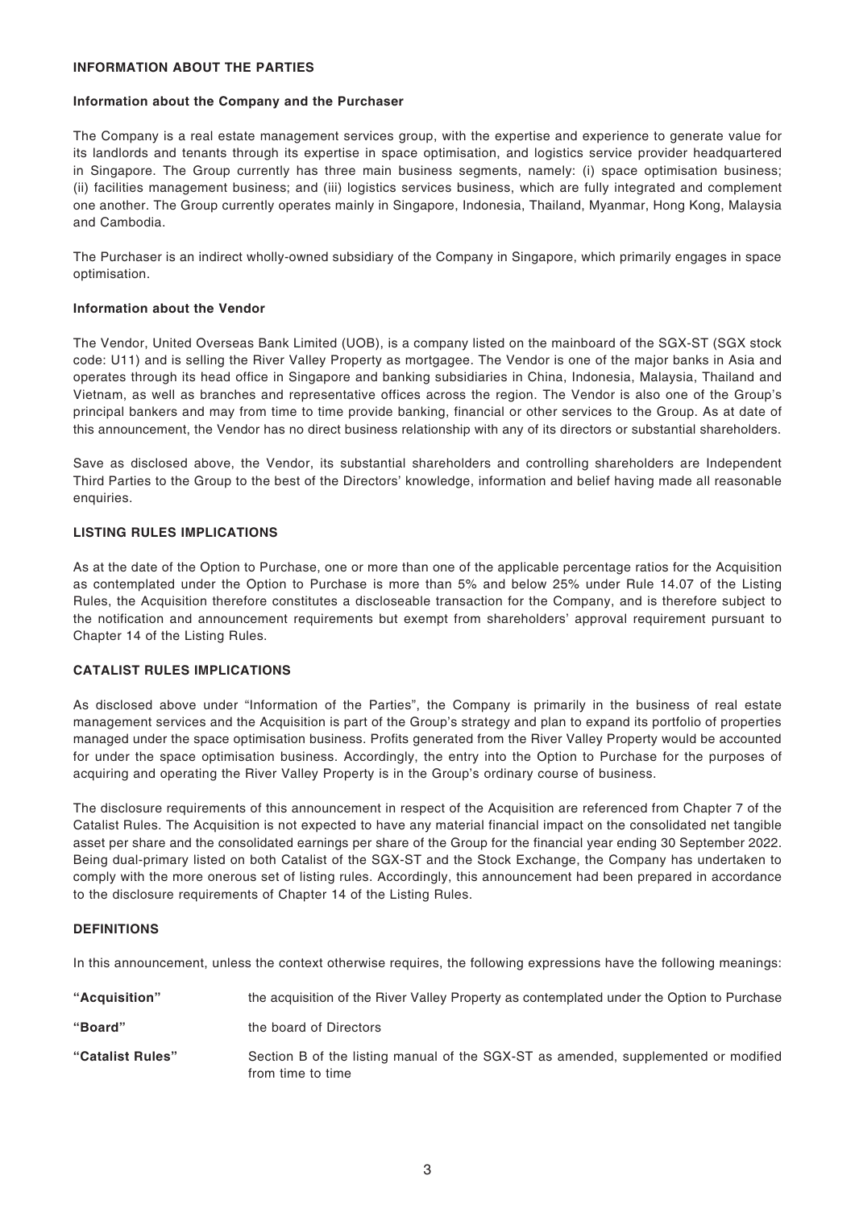## INFORMATION ABOUT THE PARTIES

### Information about the Company and the Purchaser

The Company is a real estate management services group, with the expertise and experience to generate value for its landlords and tenants through its expertise in space optimisation, and logistics service provider headquartered in Singapore. The Group currently has three main business segments, namely: (i) space optimisation business; (ii) facilities management business; and (iii) logistics services business, which are fully integrated and complement one another. The Group currently operates mainly in Singapore, Indonesia, Thailand, Myanmar, Hong Kong, Malaysia and Cambodia.

The Purchaser is an indirect wholly-owned subsidiary of the Company in Singapore, which primarily engages in space optimisation.

### Information about the Vendor

The Vendor, United Overseas Bank Limited (UOB), is a company listed on the mainboard of the SGX-ST (SGX stock code: U11) and is selling the River Valley Property as mortgagee. The Vendor is one of the major banks in Asia and operates through its head office in Singapore and banking subsidiaries in China, Indonesia, Malaysia, Thailand and Vietnam, as well as branches and representative offices across the region. The Vendor is also one of the Group's principal bankers and may from time to time provide banking, financial or other services to the Group. As at date of this announcement, the Vendor has no direct business relationship with any of its directors or substantial shareholders.

Save as disclosed above, the Vendor, its substantial shareholders and controlling shareholders are Independent Third Parties to the Group to the best of the Directors' knowledge, information and belief having made all reasonable enquiries.

## LISTING RULES IMPLICATIONS

As at the date of the Option to Purchase, one or more than one of the applicable percentage ratios for the Acquisition as contemplated under the Option to Purchase is more than 5% and below 25% under Rule 14.07 of the Listing Rules, the Acquisition therefore constitutes a discloseable transaction for the Company, and is therefore subject to the notification and announcement requirements but exempt from shareholders' approval requirement pursuant to Chapter 14 of the Listing Rules.

## CATALIST RULES IMPLICATIONS

As disclosed above under "Information of the Parties", the Company is primarily in the business of real estate management services and the Acquisition is part of the Group's strategy and plan to expand its portfolio of properties managed under the space optimisation business. Profits generated from the River Valley Property would be accounted for under the space optimisation business. Accordingly, the entry into the Option to Purchase for the purposes of acquiring and operating the River Valley Property is in the Group's ordinary course of business.

The disclosure requirements of this announcement in respect of the Acquisition are referenced from Chapter 7 of the Catalist Rules. The Acquisition is not expected to have any material financial impact on the consolidated net tangible asset per share and the consolidated earnings per share of the Group for the financial year ending 30 September 2022. Being dual-primary listed on both Catalist of the SGX-ST and the Stock Exchange, the Company has undertaken to comply with the more onerous set of listing rules. Accordingly, this announcement had been prepared in accordance to the disclosure requirements of Chapter 14 of the Listing Rules.

## DEFINITIONS

In this announcement, unless the context otherwise requires, the following expressions have the following meanings:

| | |
|---|---|
| **"Acquisition"** | the acquisition of the River Valley Property as contemplated under the Option to Purchase |
| **"Board"** | the board of Directors |
| **"Catalist Rules"** | Section B of the listing manual of the SGX-ST as amended, supplemented or modified from time to time |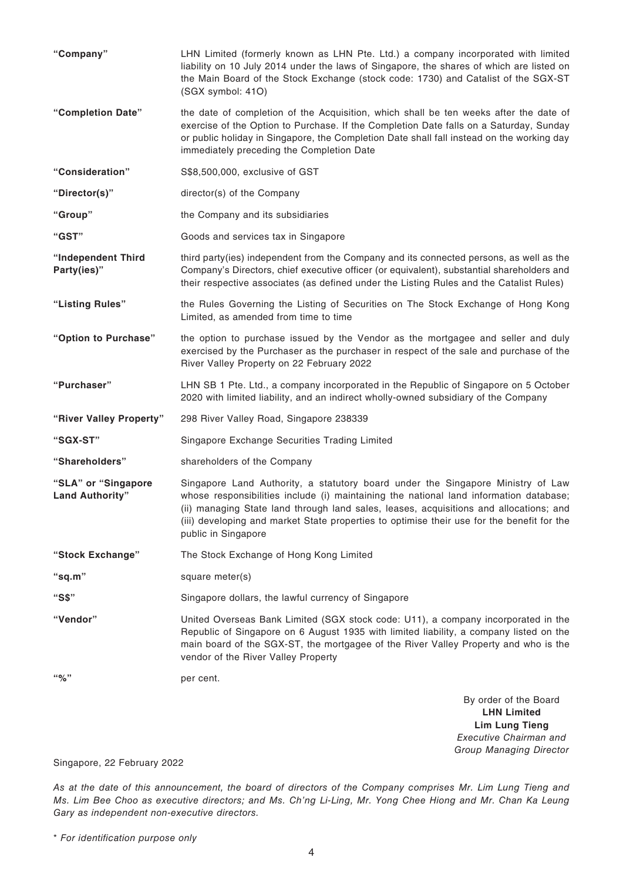| | |
|---|---|
| **"Company"** | LHN Limited (formerly known as LHN Pte. Ltd.) a company incorporated with limited liability on 10 July 2014 under the laws of Singapore, the shares of which are listed on the Main Board of the Stock Exchange (stock code: 1730) and Catalist of the SGX-ST (SGX symbol: 41O) |
| **"Completion Date"** | the date of completion of the Acquisition, which shall be ten weeks after the date of exercise of the Option to Purchase. If the Completion Date falls on a Saturday, Sunday or public holiday in Singapore, the Completion Date shall fall instead on the working day immediately preceding the Completion Date |
| **"Consideration"** | S$8,500,000, exclusive of GST |
| **"Director(s)"** | director(s) of the Company |
| **"Group"** | the Company and its subsidiaries |
| **"GST"** | Goods and services tax in Singapore |
| **"Independent Third Party(ies)"** | third party(ies) independent from the Company and its connected persons, as well as the Company's Directors, chief executive officer (or equivalent), substantial shareholders and their respective associates (as defined under the Listing Rules and the Catalist Rules) |
| **"Listing Rules"** | the Rules Governing the Listing of Securities on The Stock Exchange of Hong Kong Limited, as amended from time to time |
| **"Option to Purchase"** | the option to purchase issued by the Vendor as the mortgagee and seller and duly exercised by the Purchaser as the purchaser in respect of the sale and purchase of the River Valley Property on 22 February 2022 |
| **"Purchaser"** | LHN SB 1 Pte. Ltd., a company incorporated in the Republic of Singapore on 5 October 2020 with limited liability, and an indirect wholly-owned subsidiary of the Company |
| **"River Valley Property"** | 298 River Valley Road, Singapore 238339 |
| **"SGX-ST"** | Singapore Exchange Securities Trading Limited |
| **"Shareholders"** | shareholders of the Company |
| **"SLA" or "Singapore Land Authority"** | Singapore Land Authority, a statutory board under the Singapore Ministry of Law whose responsibilities include (i) maintaining the national land information database; (ii) managing State land through land sales, leases, acquisitions and allocations; and (iii) developing and market State properties to optimise their use for the benefit for the public in Singapore |
| **"Stock Exchange"** | The Stock Exchange of Hong Kong Limited |
| **"sq.m"** | square meter(s) |
| **"S$"** | Singapore dollars, the lawful currency of Singapore |
| **"Vendor"** | United Overseas Bank Limited (SGX stock code: U11), a company incorporated in the Republic of Singapore on 6 August 1935 with limited liability, a company listed on the main board of the SGX-ST, the mortgagee of the River Valley Property and who is the vendor of the River Valley Property |
| **"%"** | per cent. |

By order of the Board
**LHN Limited**
**Lim Lung Tieng**
*Executive Chairman and*
*Group Managing Director*

Singapore, 22 February 2022

*As at the date of this announcement, the board of directors of the Company comprises Mr. Lim Lung Tieng and Ms. Lim Bee Choo as executive directors; and Ms. Ch'ng Li-Ling, Mr. Yong Chee Hiong and Mr. Chan Ka Leung Gary as independent non-executive directors.*

\* *For identification purpose only*